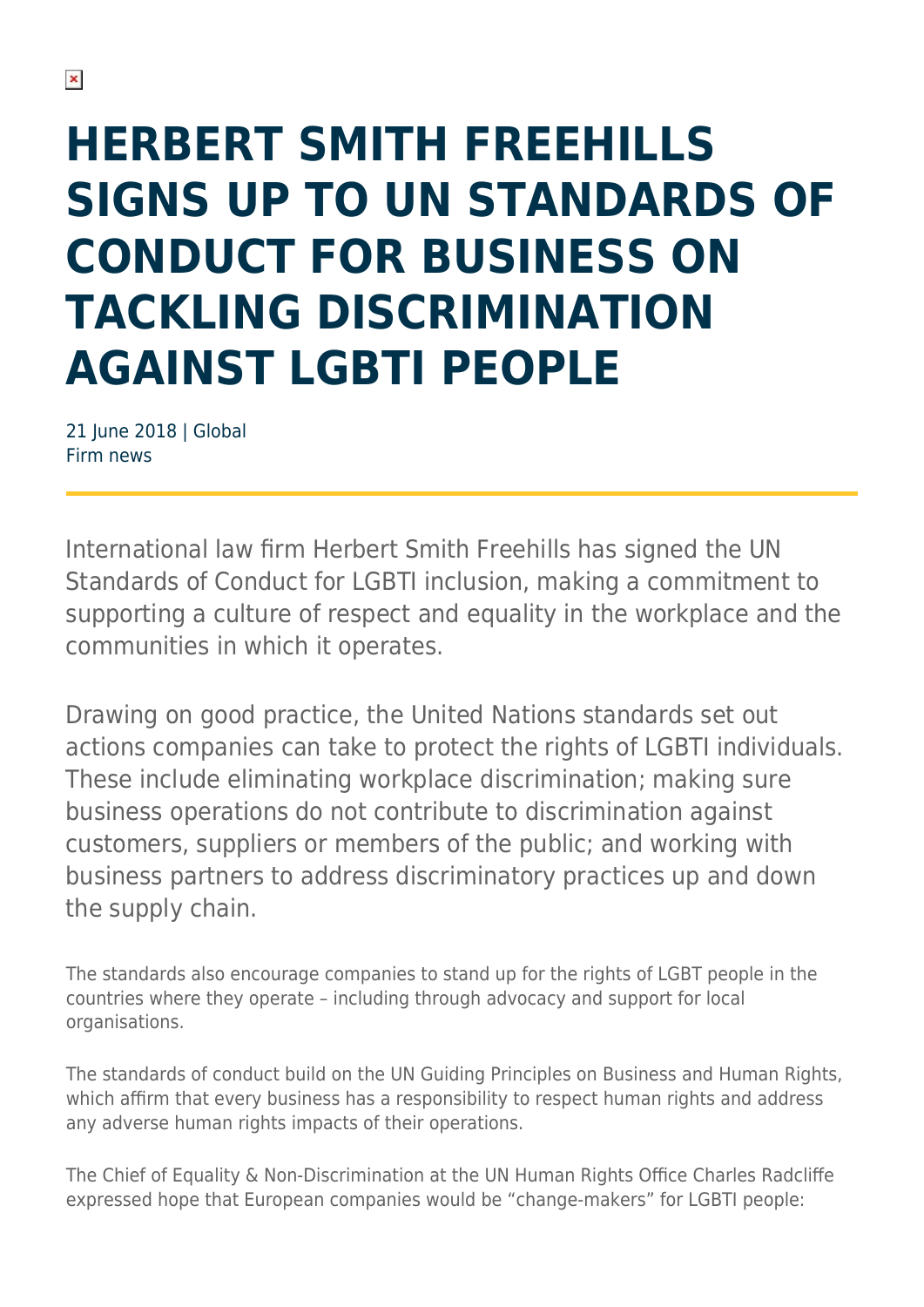# HERBERT SMITH FREEHILLS SIGNS UP TO UN STANDARDS OF CONDUCT FOR BUSINESS ON TACKLING DISCRIMINATION AGAINST LGBTI PEOPLE

21 June 2018 | Global
Firm news

International law firm Herbert Smith Freehills has signed the UN Standards of Conduct for LGBTI inclusion, making a commitment to supporting a culture of respect and equality in the workplace and the communities in which it operates.

Drawing on good practice, the United Nations standards set out actions companies can take to protect the rights of LGBTI individuals. These include eliminating workplace discrimination; making sure business operations do not contribute to discrimination against customers, suppliers or members of the public; and working with business partners to address discriminatory practices up and down the supply chain.

The standards also encourage companies to stand up for the rights of LGBT people in the countries where they operate – including through advocacy and support for local organisations.

The standards of conduct build on the UN Guiding Principles on Business and Human Rights, which affirm that every business has a responsibility to respect human rights and address any adverse human rights impacts of their operations.

The Chief of Equality & Non-Discrimination at the UN Human Rights Office Charles Radcliffe expressed hope that European companies would be "change-makers" for LGBTI people: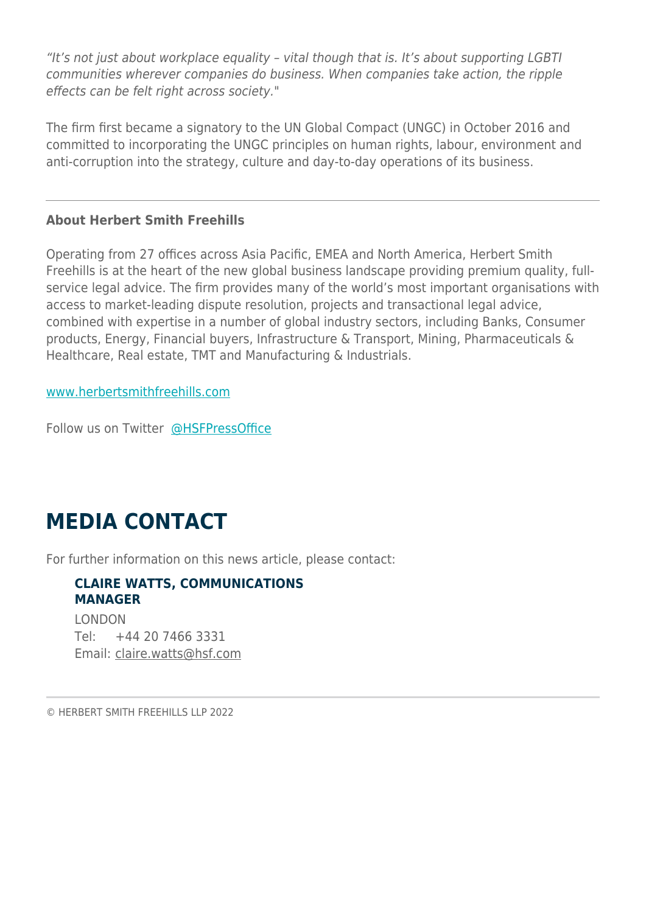*"It's not just about workplace equality – vital though that is. It's about supporting LGBTI communities wherever companies do business. When companies take action, the ripple effects can be felt right across society*."

The firm first became a signatory to the UN Global Compact (UNGC) in October 2016 and committed to incorporating the UNGC principles on human rights, labour, environment and anti-corruption into the strategy, culture and day-to-day operations of its business.

---

**About Herbert Smith Freehills**

Operating from 27 offices across Asia Pacific, EMEA and North America, Herbert Smith Freehills is at the heart of the new global business landscape providing premium quality, full-service legal advice. The firm provides many of the world's most important organisations with access to market-leading dispute resolution, projects and transactional legal advice, combined with expertise in a number of global industry sectors, including Banks, Consumer products, Energy, Financial buyers, Infrastructure & Transport, Mining, Pharmaceuticals & Healthcare, Real estate, TMT and Manufacturing & Industrials.

www.herbertsmithfreehills.com

Follow us on Twitter @HSFPressOffice

# MEDIA CONTACT

For further information on this news article, please contact:

**CLAIRE WATTS, COMMUNICATIONS MANAGER**

LONDON
Tel: +44 20 7466 3331
Email: claire.watts@hsf.com

---

© HERBERT SMITH FREEHILLS LLP 2022